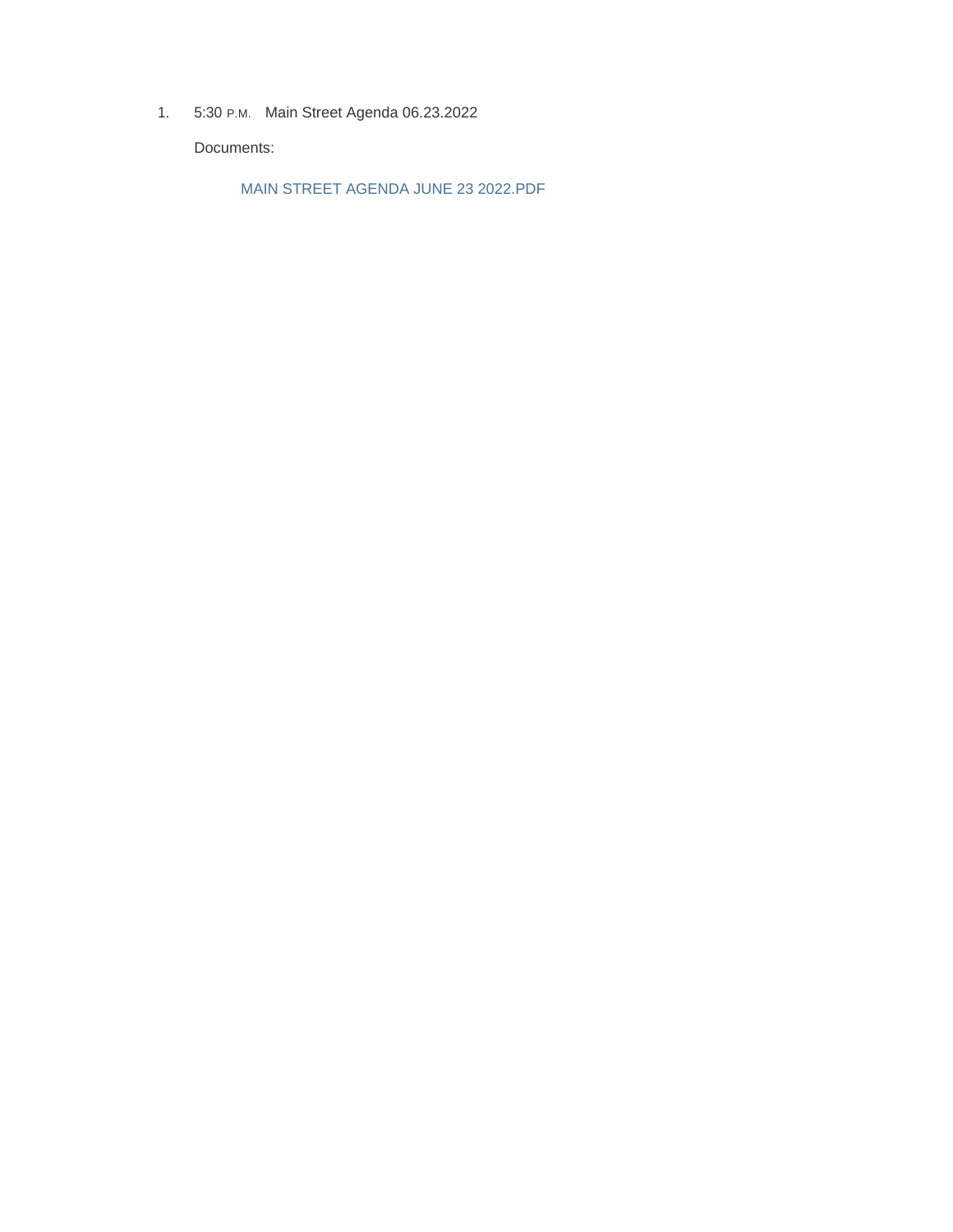1. 5:30 P.M. Main Street Agenda 06.23.2022

   Documents:

   MAIN STREET AGENDA JUNE 23 2022.PDF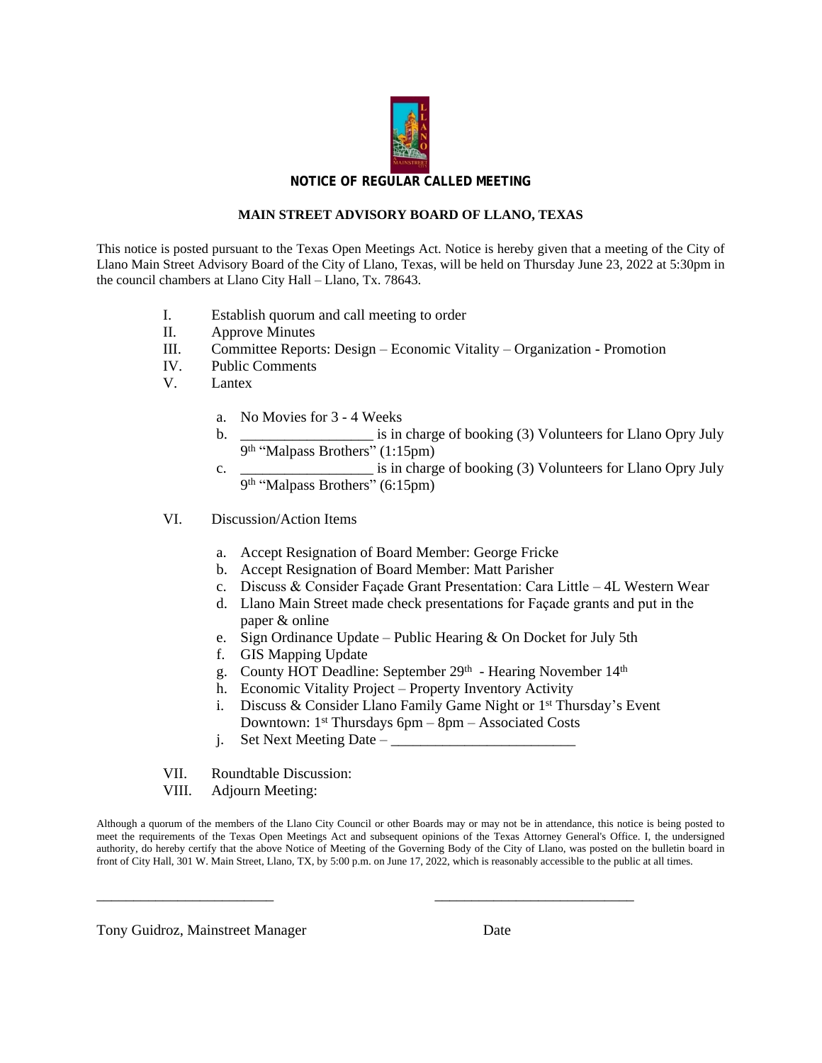**NOTICE OF REGULAR CALLED MEETING**

**MAIN STREET ADVISORY BOARD OF LLANO, TEXAS**

This notice is posted pursuant to the Texas Open Meetings Act. Notice is hereby given that a meeting of the City of Llano Main Street Advisory Board of the City of Llano, Texas, will be held on Thursday June 23, 2022 at 5:30pm in the council chambers at Llano City Hall – Llano, Tx. 78643.

I. Establish quorum and call meeting to order

II. Approve Minutes

III. Committee Reports: Design – Economic Vitality – Organization - Promotion

IV. Public Comments

V. Lantex

   a. No Movies for 3 - 4 Weeks
   b. __________________ is in charge of booking (3) Volunteers for Llano Opry July 9th "Malpass Brothers" (1:15pm)
   c. __________________ is in charge of booking (3) Volunteers for Llano Opry July 9th "Malpass Brothers" (6:15pm)

VI. Discussion/Action Items

   a. Accept Resignation of Board Member: George Fricke
   b. Accept Resignation of Board Member: Matt Parisher
   c. Discuss & Consider Façade Grant Presentation: Cara Little – 4L Western Wear
   d. Llano Main Street made check presentations for Façade grants and put in the paper & online
   e. Sign Ordinance Update – Public Hearing & On Docket for July 5th
   f. GIS Mapping Update
   g. County HOT Deadline: September 29th - Hearing November 14th
   h. Economic Vitality Project – Property Inventory Activity
   i. Discuss & Consider Llano Family Game Night or 1st Thursday's Event Downtown: 1st Thursdays 6pm – 8pm – Associated Costs
   j. Set Next Meeting Date – _________________________

VII. Roundtable Discussion:

VIII. Adjourn Meeting:

Although a quorum of the members of the Llano City Council or other Boards may or may not be in attendance, this notice is being posted to meet the requirements of the Texas Open Meetings Act and subsequent opinions of the Texas Attorney General's Office. I, the undersigned authority, do hereby certify that the above Notice of Meeting of the Governing Body of the City of Llano, was posted on the bulletin board in front of City Hall, 301 W. Main Street, Llano, TX, by 5:00 p.m. on June 17, 2022, which is reasonably accessible to the public at all times.

_________________________ _____________________________

Tony Guidroz, Mainstreet Manager Date